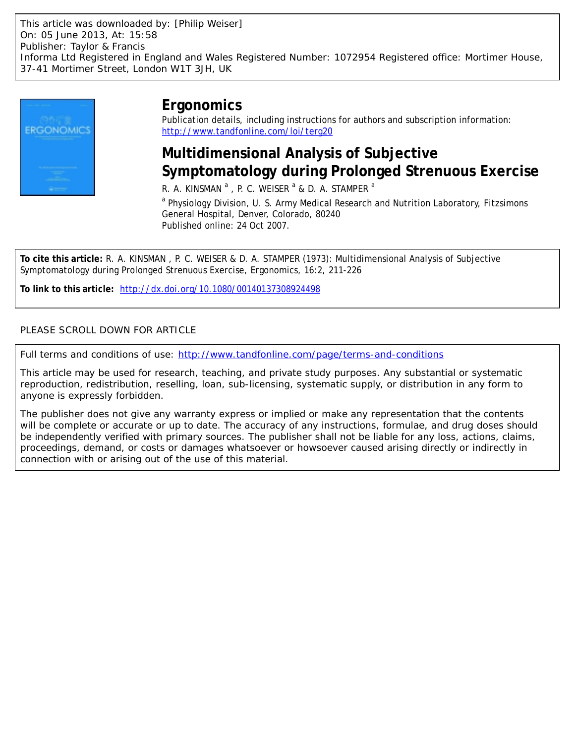This article was downloaded by: [Philip Weiser]
On: 05 June 2013, At: 15:58
Publisher: Taylor & Francis
Informa Ltd Registered in England and Wales Registered Number: 1072954 Registered office: Mortimer House, 37-41 Mortimer Street, London W1T 3JH, UK

# Ergonomics

Publication details, including instructions for authors and subscription information:
http://www.tandfonline.com/loi/terg20

## Multidimensional Analysis of Subjective Symptomatology during Prolonged Strenuous Exercise

R. A. KINSMAN [a] , P. C. WEISER [a] & D. A. STAMPER [a]

[a] Physiology Division, U. S. Army Medical Research and Nutrition Laboratory, Fitzsimons General Hospital, Denver, Colorado, 80240

Published online: 24 Oct 2007.

**To cite this article:** R. A. KINSMAN , P. C. WEISER & D. A. STAMPER (1973): Multidimensional Analysis of Subjective Symptomatology during Prolonged Strenuous Exercise, Ergonomics, 16:2, 211-226

**To link to this article:** http://dx.doi.org/10.1080/00140137308924498

PLEASE SCROLL DOWN FOR ARTICLE

Full terms and conditions of use: http://www.tandfonline.com/page/terms-and-conditions

This article may be used for research, teaching, and private study purposes. Any substantial or systematic reproduction, redistribution, reselling, loan, sub-licensing, systematic supply, or distribution in any form to anyone is expressly forbidden.

The publisher does not give any warranty express or implied or make any representation that the contents will be complete or accurate or up to date. The accuracy of any instructions, formulae, and drug doses should be independently verified with primary sources. The publisher shall not be liable for any loss, actions, claims, proceedings, demand, or costs or damages whatsoever or howsoever caused arising directly or indirectly in connection with or arising out of the use of this material.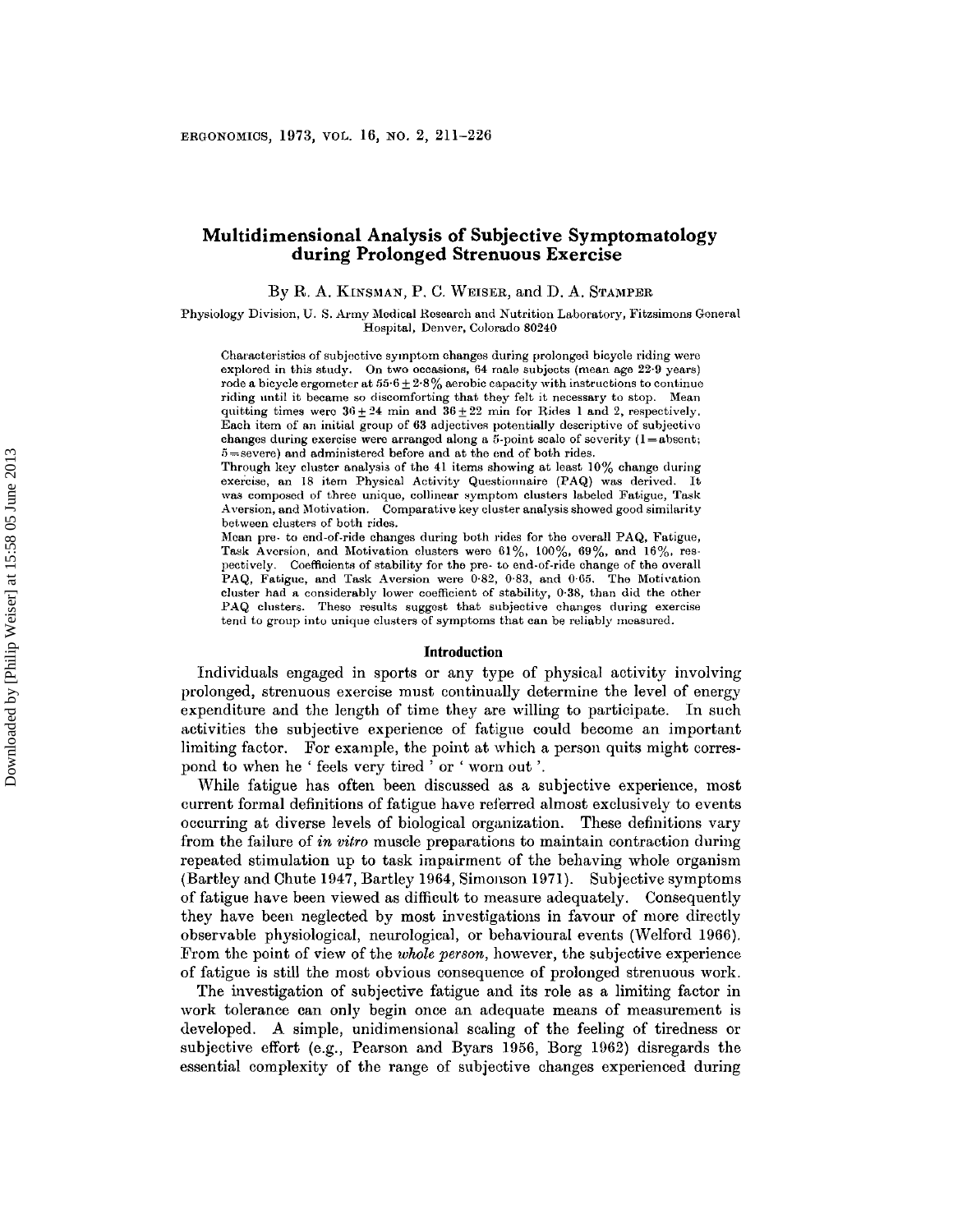# Multidimensional Analysis of Subjective Symptomatology during Prolonged Strenuous Exercise

By R. A. Kinsman, P. C. Weiser, and D. A. Stamper

Physiology Division, U. S. Army Medical Research and Nutrition Laboratory, Fitzsimons General Hospital, Denver, Colorado 80240

Characteristics of subjective symptom changes during prolonged bicycle riding were explored in this study. On two occasions, 64 male subjects (mean age 22·9 years) rode a bicycle ergometer at $55 \cdot 6 \pm 2 \cdot 8\%$ aerobic capacity with instructions to continue riding until it became so discomforting that they felt it necessary to stop. Mean quitting times were $36 \pm 24$ min and $36 \pm 22$ min for Rides 1 and 2, respectively. Each item of an initial group of 63 adjectives potentially descriptive of subjective changes during exercise were arranged along a 5-point scale of severity (1 = absent; 5 = severe) and administered before and at the end of both rides.

Through key cluster analysis of the 41 items showing at least 10% change during exercise, an 18 item Physical Activity Questionnaire (PAQ) was derived. It was composed of three unique, collinear symptom clusters labeled Fatigue, Task Aversion, and Motivation. Comparative key cluster analysis showed good similarity between clusters of both rides.

Mean pre- to end-of-ride changes during both rides for the overall PAQ, Fatigue, Task Aversion, and Motivation clusters were 61%, 100%, 69%, and 16%, respectively. Coefficients of stability for the pre- to end-of-ride change of the overall PAQ, Fatigue, and Task Aversion were 0·82, 0·83, and 0·65. The Motivation cluster had a considerably lower coefficient of stability, 0·38, than did the other PAQ clusters. These results suggest that subjective changes during exercise tend to group into unique clusters of symptoms that can be reliably measured.

## Introduction

Individuals engaged in sports or any type of physical activity involving prolonged, strenuous exercise must continually determine the level of energy expenditure and the length of time they are willing to participate. In such activities the subjective experience of fatigue could become an important limiting factor. For example, the point at which a person quits might correspond to when he 'feels very tired' or 'worn out'.

While fatigue has often been discussed as a subjective experience, most current formal definitions of fatigue have referred almost exclusively to events occurring at diverse levels of biological organization. These definitions vary from the failure of *in vitro* muscle preparations to maintain contraction during repeated stimulation up to task impairment of the behaving whole organism (Bartley and Chute 1947, Bartley 1964, Simonson 1971). Subjective symptoms of fatigue have been viewed as difficult to measure adequately. Consequently they have been neglected by most investigations in favour of more directly observable physiological, neurological, or behavioural events (Welford 1966). From the point of view of the *whole person*, however, the subjective experience of fatigue is still the most obvious consequence of prolonged strenuous work.

The investigation of subjective fatigue and its role as a limiting factor in work tolerance can only begin once an adequate means of measurement is developed. A simple, unidimensional scaling of the feeling of tiredness or subjective effort (e.g., Pearson and Byars 1956, Borg 1962) disregards the essential complexity of the range of subjective changes experienced during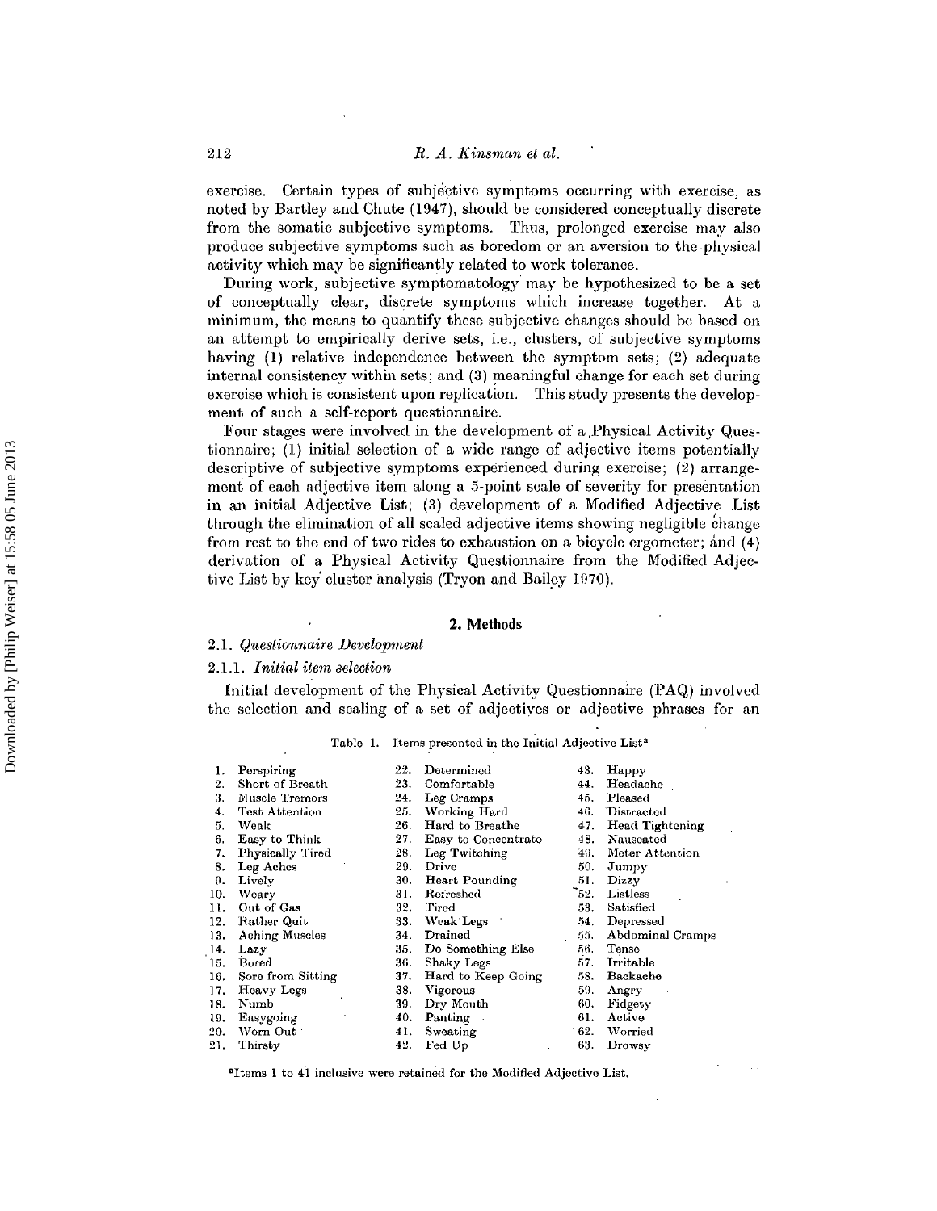exercise. Certain types of subjective symptoms occurring with exercise, as noted by Bartley and Chute (1947), should be considered conceptually discrete from the somatic subjective symptoms. Thus, prolonged exercise may also produce subjective symptoms such as boredom or an aversion to the physical activity which may be significantly related to work tolerance.

During work, subjective symptomatology may be hypothesized to be a set of conceptually clear, discrete symptoms which increase together. At a minimum, the means to quantify these subjective changes should be based on an attempt to empirically derive sets, i.e., clusters, of subjective symptoms having (1) relative independence between the symptom sets; (2) adequate internal consistency within sets; and (3) meaningful change for each set during exercise which is consistent upon replication. This study presents the development of such a self-report questionnaire.

Four stages were involved in the development of a Physical Activity Questionnaire; (1) initial selection of a wide range of adjective items potentially descriptive of subjective symptoms experienced during exercise; (2) arrangement of each adjective item along a 5-point scale of severity for presentation in an initial Adjective List; (3) development of a Modified Adjective List through the elimination of all scaled adjective items showing negligible change from rest to the end of two rides to exhaustion on a bicycle ergometer; and (4) derivation of a Physical Activity Questionnaire from the Modified Adjective List by key cluster analysis (Tryon and Bailey 1970).

## 2. Methods

### 2.1. *Questionnaire Development*

#### 2.1.1. *Initial item selection*

Initial development of the Physical Activity Questionnaire (PAQ) involved the selection and scaling of a set of adjectives or adjective phrases for an

Table 1. Items presented in the Initial Adjective List[a]

| | | | | | |
|---|---|---|---|---|---|
| 1. | Perspiring | 22. | Determined | 43. | Happy |
| 2. | Short of Breath | 23. | Comfortable | 44. | Headache |
| 3. | Muscle Tremors | 24. | Leg Cramps | 45. | Pleased |
| 4. | Test Attention | 25. | Working Hard | 46. | Distracted |
| 5. | Weak | 26. | Hard to Breathe | 47. | Head Tightening |
| 6. | Easy to Think | 27. | Easy to Concentrate | 48. | Nauseated |
| 7. | Physically Tired | 28. | Leg Twitching | 49. | Meter Attention |
| 8. | Leg Aches | 29. | Drive | 50. | Jumpy |
| 9. | Lively | 30. | Heart Pounding | 51. | Dizzy |
| 10. | Weary | 31. | Refreshed | 52. | Listless |
| 11. | Out of Gas | 32. | Tired | 53. | Satisfied |
| 12. | Rather Quit | 33. | Weak Legs | 54. | Depressed |
| 13. | Aching Muscles | 34. | Drained | 55. | Abdominal Cramps |
| 14. | Lazy | 35. | Do Something Else | 56. | Tense |
| 15. | Bored | 36. | Shaky Legs | 57. | Irritable |
| 16. | Sore from Sitting | 37. | Hard to Keep Going | 58. | Backache |
| 17. | Heavy Legs | 38. | Vigorous | 59. | Angry |
| 18. | Numb | 39. | Dry Mouth | 60. | Fidgety |
| 19. | Easygoing | 40. | Panting | 61. | Active |
| 20. | Worn Out | 41. | Sweating | 62. | Worried |
| 21. | Thirsty | 42. | Fed Up | 63. | Drowsy |

[a]Items 1 to 41 inclusive were retained for the Modified Adjective List.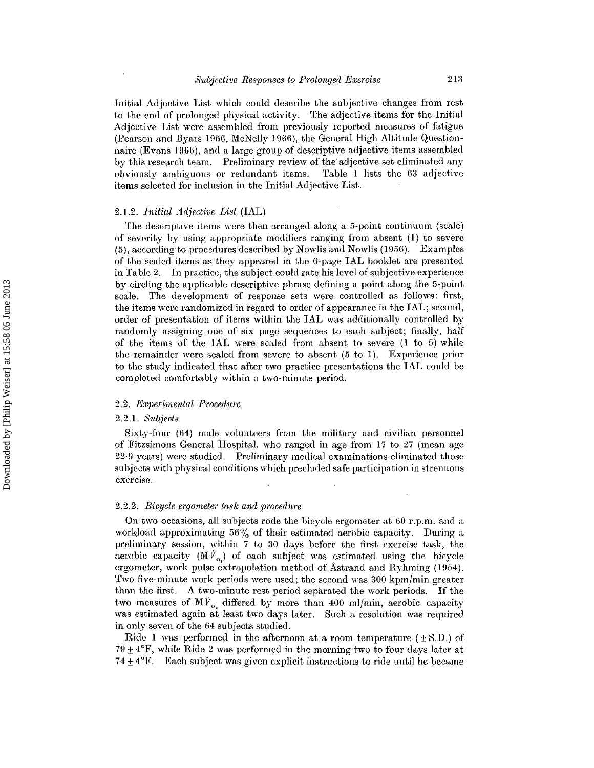Initial Adjective List which could describe the subjective changes from rest to the end of prolonged physical activity. The adjective items for the Initial Adjective List were assembled from previously reported measures of fatigue (Pearson and Byars 1956, McNelly 1966), the General High Altitude Questionnaire (Evans 1966), and a large group of descriptive adjective items assembled by this research team. Preliminary review of the adjective set eliminated any obviously ambiguous or redundant items. Table 1 lists the 63 adjective items selected for inclusion in the Initial Adjective List.

#### 2.1.2. *Initial Adjective List* (IAL)

The descriptive items were then arranged along a 5-point continuum (scale) of severity by using appropriate modifiers ranging from absent (1) to severe (5), according to procedures described by Nowlis and Nowlis (1956). Examples of the scaled items as they appeared in the 6-page IAL booklet are presented in Table 2. In practice, the subject could rate his level of subjective experience by circling the applicable descriptive phrase defining a point along the 5-point scale. The development of response sets were controlled as follows: first, the items were randomized in regard to order of appearance in the IAL; second, order of presentation of items within the IAL was additionally controlled by randomly assigning one of six page sequences to each subject; finally, half of the items of the IAL were scaled from absent to severe (1 to 5) while the remainder were scaled from severe to absent (5 to 1). Experience prior to the study indicated that after two practice presentations the IAL could be completed comfortably within a two-minute period.

### 2.2. *Experimental Procedure*

#### 2.2.1. *Subjects*

Sixty-four (64) male volunteers from the military and civilian personnel of Fitzsimons General Hospital, who ranged in age from 17 to 27 (mean age 22·9 years) were studied. Preliminary medical examinations eliminated those subjects with physical conditions which precluded safe participation in strenuous exercise.

#### 2.2.2. *Bicycle ergometer task and procedure*

On two occasions, all subjects rode the bicycle ergometer at 60 r.p.m. and a workload approximating 56% of their estimated aerobic capacity. During a preliminary session, within 7 to 30 days before the first exercise task, the aerobic capacity ($M\dot{V}_{O_2}$) of each subject was estimated using the bicycle ergometer, work pulse extrapolation method of Åstrand and Ryhming (1954). Two five-minute work periods were used; the second was 300 kpm/min greater than the first. A two-minute rest period separated the work periods. If the two measures of $M\dot{V}_{O_2}$ differed by more than 400 ml/min, aerobic capacity was estimated again at least two days later. Such a resolution was required in only seven of the 64 subjects studied.

Ride 1 was performed in the afternoon at a room temperature ($\pm$S.D.) of $79 \pm 4$°F, while Ride 2 was performed in the morning two to four days later at $74 \pm 4$°F. Each subject was given explicit instructions to ride until he became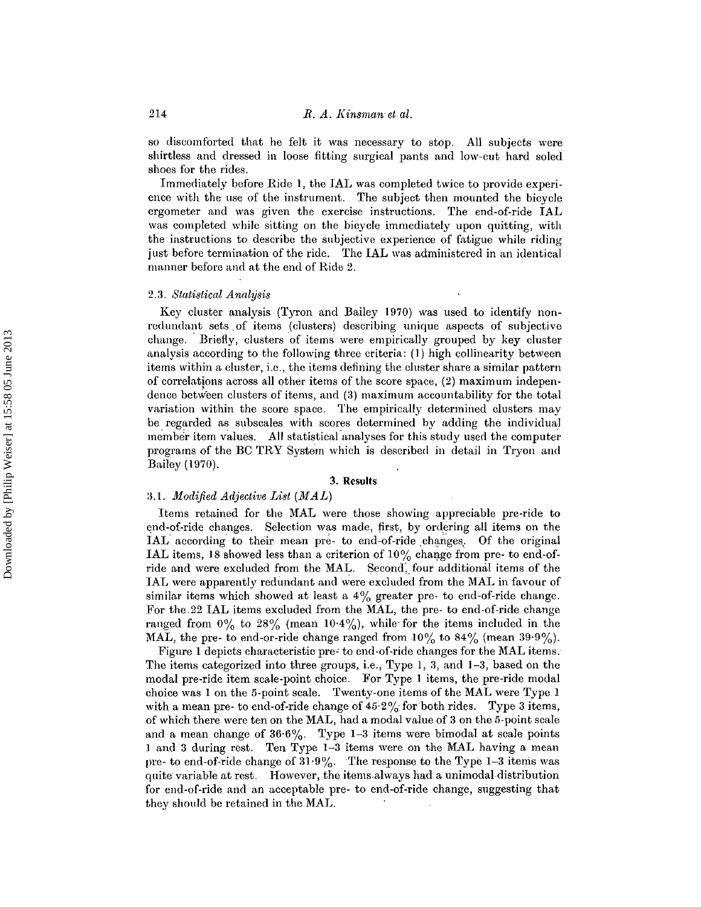so discomforted that he felt it was necessary to stop. All subjects were shirtless and dressed in loose fitting surgical pants and low-cut hard soled shoes for the rides.

Immediately before Ride 1, the IAL was completed twice to provide experience with the use of the instrument. The subject then mounted the bicycle ergometer and was given the exercise instructions. The end-of-ride IAL was completed while sitting on the bicycle immediately upon quitting, with the instructions to describe the subjective experience of fatigue while riding just before termination of the ride. The IAL was administered in an identical manner before and at the end of Ride 2.

### 2.3. *Statistical Analysis*

Key cluster analysis (Tyron and Bailey 1970) was used to identify nonredundant sets of items (clusters) describing unique aspects of subjective change. Briefly, clusters of items were empirically grouped by key cluster analysis according to the following three criteria: (1) high collinearity between items within a cluster, i.e., the items defining the cluster share a similar pattern of correlations across all other items of the score space, (2) maximum independence between clusters of items, and (3) maximum accountability for the total variation within the score space. The empirically determined clusters may be regarded as subscales with scores determined by adding the individual member item values. All statistical analyses for this study used the computer programs of the BC TRY System which is described in detail in Tryon and Bailey (1970).

## 3. Results

### 3.1. *Modified Adjective List (MAL)*

Items retained for the MAL were those showing appreciable pre-ride to end-of-ride changes. Selection was made, first, by ordering all items on the IAL according to their mean pre- to end-of-ride changes. Of the original IAL items, 18 showed less than a criterion of 10% change from pre- to end-of-ride and were excluded from the MAL. Second, four additional items of the IAL were apparently redundant and were excluded from the MAL in favour of similar items which showed at least a 4% greater pre- to end-of-ride change. For the 22 IAL items excluded from the MAL, the pre- to end-of-ride change ranged from 0% to 28% (mean 10·4%), while for the items included in the MAL, the pre- to end-or-ride change ranged from 10% to 84% (mean 39·9%).

Figure 1 depicts characteristic pre- to end-of-ride changes for the MAL items. The items categorized into three groups, i.e., Type 1, 3, and 1–3, based on the modal pre-ride item scale-point choice. For Type 1 items, the pre-ride modal choice was 1 on the 5-point scale. Twenty-one items of the MAL were Type 1 with a mean pre- to end-of-ride change of 45·2% for both rides. Type 3 items, of which there were ten on the MAL, had a modal value of 3 on the 5-point scale and a mean change of 36·6%. Type 1–3 items were bimodal at scale points 1 and 3 during rest. Ten Type 1–3 items were on the MAL having a mean pre- to end-of-ride change of 31·9%. The response to the Type 1–3 items was quite variable at rest. However, the items always had a unimodal distribution for end-of-ride and an acceptable pre- to end-of-ride change, suggesting that they should be retained in the MAL.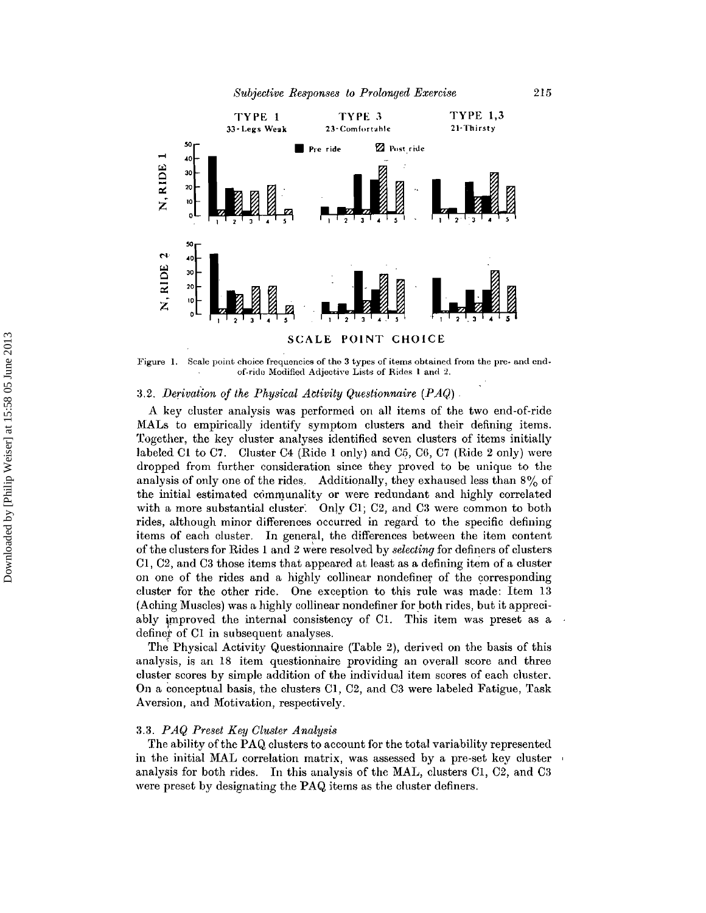Figure 1. Scale point choice frequencies of the 3 types of items obtained from the pre- and end-of-ride Modified Adjective Lists of Rides 1 and 2.

### 3.2. *Derivation of the Physical Activity Questionnaire (PAQ)*

A key cluster analysis was performed on all items of the two end-of-ride MALs to empirically identify symptom clusters and their defining items. Together, the key cluster analyses identified seven clusters of items initially labeled C1 to C7. Cluster C4 (Ride 1 only) and C5, C6, C7 (Ride 2 only) were dropped from further consideration since they proved to be unique to the analysis of only one of the rides. Additionally, they exhausted less than 8% of the initial estimated communality or were redundant and highly correlated with a more substantial cluster. Only C1, C2, and C3 were common to both rides, although minor differences occurred in regard to the specific defining items of each cluster. In general, the differences between the item content of the clusters for Rides 1 and 2 were resolved by *selecting* for definers of clusters C1, C2, and C3 those items that appeared at least as a defining item of a cluster on one of the rides and a highly collinear nondefiner of the corresponding cluster for the other ride. One exception to this rule was made: Item 13 (Aching Muscles) was a highly collinear nondefiner for both rides, but it appreciably improved the internal consistency of C1. This item was preset as a definer of C1 in subsequent analyses.

The Physical Activity Questionnaire (Table 2), derived on the basis of this analysis, is an 18 item questionnaire providing an overall score and three cluster scores by simple addition of the individual item scores of each cluster. On a conceptual basis, the clusters C1, C2, and C3 were labeled Fatigue, Task Aversion, and Motivation, respectively.

### 3.3. *PAQ Preset Key Cluster Analysis*

The ability of the PAQ clusters to account for the total variability represented in the initial MAL correlation matrix, was assessed by a pre-set key cluster analysis for both rides. In this analysis of the MAL, clusters C1, C2, and C3 were preset by designating the PAQ items as the cluster definers.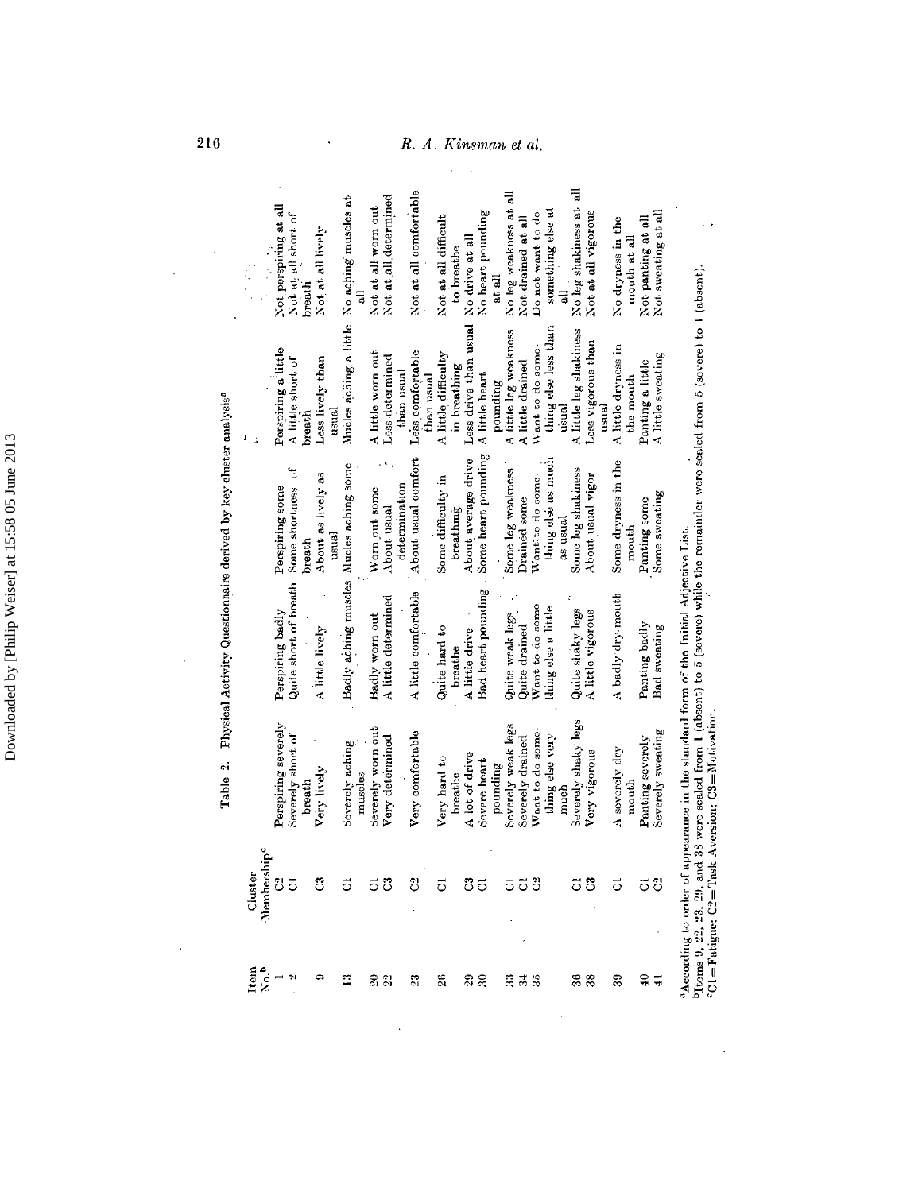Table 2. Physical Activity Questionnaire derived by key cluster analysis[a]

| Item No.[b] | Cluster Membership[c] | | | | | |
|---|---|---|---|---|---|---|
| 1 | C2 | Perspiring severely | Perspiring badly | Perspiring some | Perspiring a little | Not perspiring at all |
| 2 | C1 | Severely short of breath | Quite short of breath | Some shortness of breath | A little short of breath | Not at all short of breath |
| 9 | C3 | Very lively | A little lively | About as lively as usual | Less lively than usual | Not at all lively |
| 13 | C1 | Severely aching muscles | Badly aching muscles | Muscles aching some | Muscles aching a little | No aching muscles at all |
| 20 | C1 | Severely worn out | Badly worn out | Worn out some | A little worn out | Not at all worn out |
| 22 | C3 | Very determined | A little determined | About usual determination | Less determined than usual | Not at all determined |
| 23 | C2 | Very comfortable | A little comfortable | About usual comfort | Less comfortable than usual | Not at all comfortable |
| 26 | C1 | Very hard to breathe | Quite hard to breathe | Some difficulty in breathing | A little difficulty in breathing | Not at all difficult to breathe |
| 29 | C3 | A lot of drive | A little drive | About average drive | Less drive than usual | No drive at all |
| 30 | C1 | Severe heart pounding | Bad heart pounding | Some heart pounding | A little heart pounding | No heart pounding at all |
| 33 | C1 | Severely weak legs | Quite weak legs | Some leg weakness | A little leg weakness | No leg weakness at all |
| 34 | C1 | Severely drained | Quite drained | Drained some | A little drained | Not drained at all |
| 35 | C2 | Want to do something else very much | Want to do something else a little | Want to do something else as much as usual | Want to do something else less than usual | Do not want to do something else at all |
| 36 | C1 | Severely shaky legs | Quite shaky legs | Some leg shakiness | A little leg shakiness | No leg shakiness at all |
| 38 | C3 | Very vigorous | A little vigorous | About usual vigor | Less vigorous than usual | Not at all vigorous |
| 39 | C1 | A severely dry mouth | A badly dry mouth | Some dryness in the mouth | A little dryness in the mouth | No dryness in the mouth at all |
| 40 | C1 | Panting severely | Panting badly | Panting some | Panting a little | Not panting at all |
| 41 | C2 | Severely sweating | Bad sweating | Some sweating | A little sweating | Not sweating at all |

[a]According to order of appearance in the standard form of the Initial Adjective List.
[b]Items 9, 22, 23, 29, and 38 were scaled from 1 (absent) to 5 (severe) while the remainder were scaled from 5 (severe) to 1 (absent).
[c]C1 = Fatigue; C2 = Task Aversion; C3 = Motivation.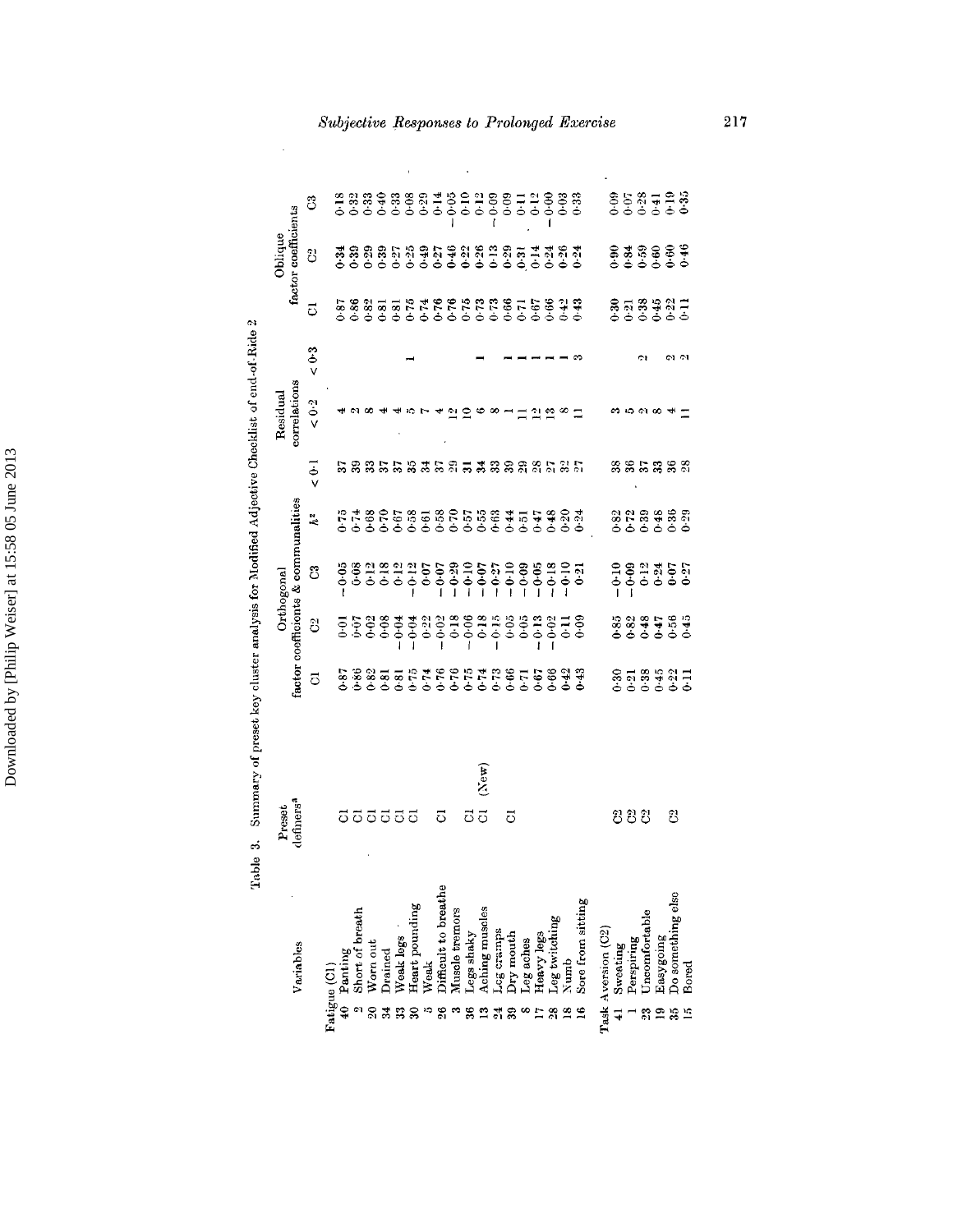Table 3. Summary of preset key cluster analysis for Modified Adjective Checklist of end-of-Ride 2

| | Variables | Preset definers[a] | Orthogonal factor coefficients & communalities | | | | Residual correlations | | | Oblique factor coefficients | | |
|---|---|---|---|---|---|---|---|---|---|---|---|---|
| | | | C1 | C2 | C3 | $h^2$ | < 0·1 | < 0·2 | < 0·3 | C1 | C2 | C3 |
| | **Fatigue (C1)** | | | | | | | | | | | |
| 40 | Panting | C1 | 0·87 | 0·01 | −0·05 | 0·75 | 37 | 4 | | 0·87 | 0·34 | 0·18 |
| 2 | Short of breath | C1 | 0·86 | 0·07 | 0·08 | 0·74 | 39 | 2 | | 0·86 | 0·39 | 0·32 |
| 20 | Worn out | C1 | 0·82 | 0·02 | 0·12 | 0·68 | 33 | 8 | | 0·82 | 0·29 | 0·33 |
| 34 | Drained | C1 | 0·81 | 0·08 | 0·18 | 0·70 | 37 | 4 | | 0·81 | 0·39 | 0·40 |
| 33 | Weak legs | C1 | 0·81 | −0·04 | 0·12 | 0·67 | 37 | 4 | | 0·81 | 0·27 | 0·33 |
| 30 | Heart pounding | C1 | 0·75 | −0·04 | −0·12 | 0·58 | 35 | 5 | 1 | 0·75 | 0·25 | 0·08 |
| 5 | Weak | | 0·74 | 0·22 | 0·07 | 0·61 | 34 | 7 | | 0·74 | 0·49 | 0·29 |
| 26 | Difficult to breathe | C1 | 0·76 | −0·02 | −0·07 | 0·58 | 37 | 4 | | 0·76 | 0·27 | 0·14 |
| 3 | Muscle tremors | | 0·76 | 0·18 | −0·29 | 0·70 | 29 | 12 | | 0·76 | 0·46 | −0·05 |
| 36 | Legs shaky | C1 | 0·75 | −0·06 | −0·10 | 0·57 | 31 | 10 | | 0·75 | 0·22 | 0·10 |
| 13 | Aching muscles | C1 (New) | 0·74 | 0·18 | −0·07 | 0·55 | 34 | 6 | 1 | 0·73 | 0·26 | 0·12 |
| 24 | Leg cramps | | 0·73 | −0·15 | −0·27 | 0·63 | 33 | 8 | | 0·73 | 0·13 | −0·09 |
| 39 | Dry mouth | C1 | 0·66 | 0·05 | −0·10 | 0·44 | 39 | 1 | 1 | 0·66 | 0·29 | 0·09 |
| 8 | Leg aches | | 0·71 | 0·05 | −0·09 | 0·51 | 29 | 11 | 1 | 0·71 | 0·31 | 0·11 |
| 17 | Heavy legs | | 0·67 | −0·13 | −0·05 | 0·47 | 28 | 12 | 1 | 0·67 | 0·14 | 0·12 |
| 28 | Leg twitching | | 0·66 | −0·02 | −0·18 | 0·48 | 27 | 13 | 1 | 0·66 | 0·24 | −0·00 |
| 18 | Numb | | 0·42 | 0·11 | −0·10 | 0·20 | 32 | 8 | 1 | 0·42 | 0·26 | −0·03 |
| 16 | Sore from sitting | | 0·43 | 0·09 | 0·21 | 0·24 | 27 | 11 | 3 | 0·43 | 0·24 | 0·33 |
| | **Task Aversion (C2)** | | | | | | | | | | | |
| 41 | Sweating | C2 | 0·30 | 0·85 | −0·10 | 0·82 | 38 | 3 | | 0·30 | 0·90 | 0·09 |
| 1 | Perspiring | C2 | 0·21 | 0·82 | −0·09 | 0·72 | 36 | 5 | | 0·21 | 0·84 | 0·07 |
| 23 | Uncomfortable | C2 | 0·38 | 0·48 | 0·12 | 0·39 | 37 | 2 | 2 | 0·38 | 0·59 | 0·28 |
| 19 | Easygoing | | 0·45 | 0·47 | 0·24 | 0·48 | 33 | 8 | | 0·45 | 0·60 | 0·41 |
| 35 | Do something else | C2 | 0·22 | 0·56 | 0·07 | 0·36 | 36 | 4 | 2 | 0·22 | 0·60 | 0·19 |
| 15 | Bored | | 0·11 | 0·45 | 0·27 | 0·29 | 28 | 11 | 2 | 0·11 | 0·46 | 0·35 |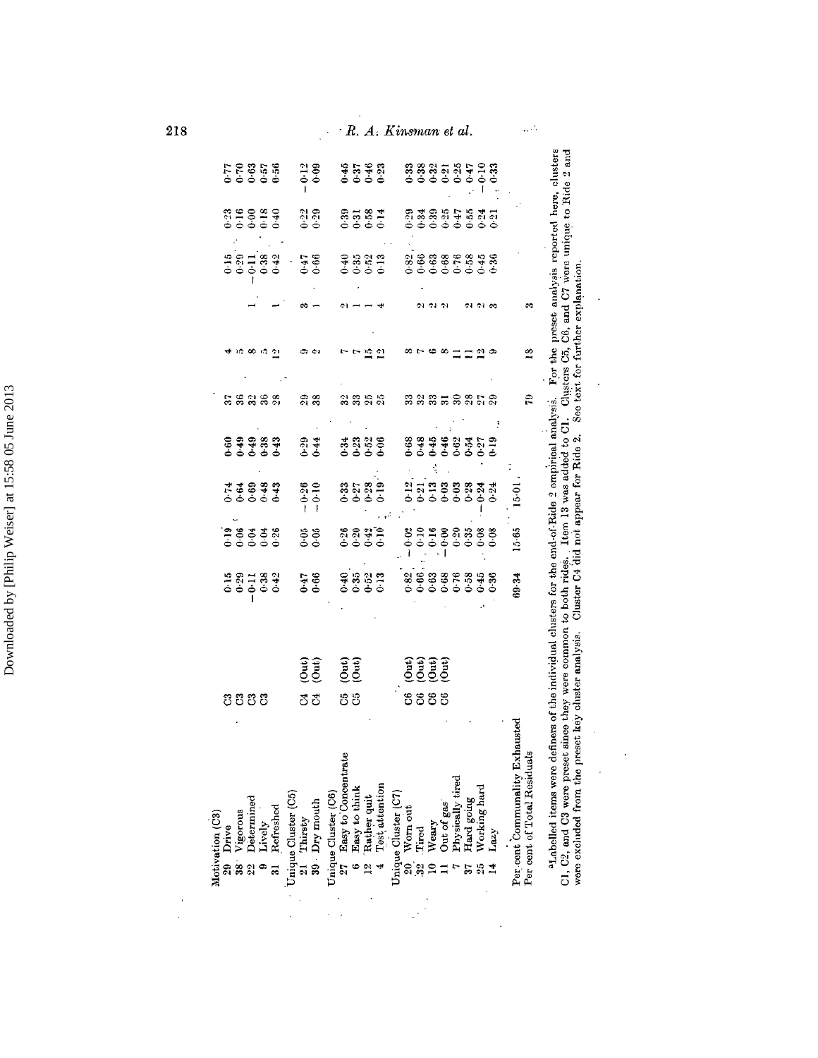| | | | | | | | | | | | | |
|---|---|---|---|---|---|---|---|---|---|---|---|---|
| **Motivation (C3)** | | | | | | | | | | | | |
| 29 Drive | C3 | | 0·15 | 0·19 | 0·74 | 0·60 | 37 | 4 | | 0·15 | 0·23 | 0·77 |
| 38 Vigorous | C3 | | 0·29 | 0·06 | 0·64 | 0·49 | 36 | 5 | | 0·29 | 0·16 | 0·70 |
| 22 Determined | C3 | | −0·11 | 0·04 | 0·69 | 0·49 | 32 | 8 | 1 | −0·11 | 0·00 | 0·63 |
| 9 Lively | C3 | | 0·38 | 0·04 | 0·48 | 0·38 | 36 | 5 | | 0·38 | 0·18 | 0·57 |
| 31 Refreshed | | | 0·42 | 0·26 | 0·43 | 0·43 | 28 | 12 | 1 | 0·42 | 0·40 | 0·56 |
| **Unique Cluster (C5)** | | | | | | | | | | | | |
| 21 Thirsty | C4 | (Out) | 0·47 | 0·05 | −0·26 | 0·29 | 29 | 9 | 3 | 0·47 | 0·22 | −0·12 |
| 39 Dry mouth | C4 | (Out) | 0·66 | 0·05 | −0·10 | 0·44 | 38 | 2 | 1 | 0·66 | 0·29 | 0·09 |
| **Unique Cluster (C6)** | | | | | | | | | | | | |
| 27 Easy to Concentrate | C5 | (Out) | 0·40 | 0·26 | 0·33 | 0·34 | 32 | 7 | 2 | 0·40 | 0·39 | 0·45 |
| 6 Easy to think | C5 | (Out) | 0·35 | 0·20 | 0·27 | 0·23 | 33 | 7 | 1 | 0·35 | 0·31 | 0·37 |
| 12 Rather quit | | | 0·52 | 0·42 | 0·28 | 0·52 | 25 | 15 | 1 | 0·52 | 0·58 | 0·46 |
| 4 Test attention | | | 0·13 | 0·10 | 0·19 | 0·06 | 25 | 12 | 4 | 0·13 | 0·14 | 0·23 |
| **Unique Cluster (C7)** | | | | | | | | | | | | |
| 20 Worn out | C6 | (Out) | 0·82 | −0·02 | 0·12 | 0·68 | 33 | 8 | | 0·82 | 0·29 | 0·33 |
| 32 Tired | C6 | (Out) | 0·66 | 0·10 | 0·21 | 0·48 | 32 | 7 | 2 | 0·66 | 0·34 | 0·38 |
| 10 Weary | C6 | (Out) | 0·63 | 0·16 | 0·13 | 0·45 | 33 | 6 | 2 | 0·63 | 0·39 | 0·32 |
| 11 Out of gas | C6 | (Out) | 0·68 | −0·00 | 0·03 | 0·46 | 31 | 8 | 2 | 0·68 | 0·25 | 0·21 |
| 7 Physically tired | | | 0·76 | 0·20 | 0·03 | 0·62 | 30 | 11 | | 0·76 | 0·47 | 0·25 |
| 37 Hard going | | | 0·58 | 0·35 | 0·28 | 0·54 | 28 | 11 | 2 | 0·58 | 0·55 | 0·47 |
| 25 Working hard | | | 0·45 | 0·08 | −0·24 | 0·27 | 27 | 12 | 2 | 0·45 | 0·24 | −0·10 |
| 14 Lazy | | | 0·36 | 0·08 | 0·24 | 0·19 | 29 | 9 | 3 | 0·36 | 0·21 | 0·33 |
| Per cent Communality Exhausted | | | 69·34 | 15·65 | 15·01 | | | | | | | |
| Per cent of Total Residuals | | | | | | | 79 | 18 | 3 | | | |

[a]Labelled items were definers of the individual clusters for the end-of-Ride 2 empirical analysis. For the preset analysis reported here, clusters C1, C2, and C3 were preset since they were common to both rides. Item 13 was added to C1. Clusters C5, C6, and C7 were unique to Ride 2 and were excluded from the preset key cluster analysis. Cluster C4 did not appear for Ride 2. See text for further explanation.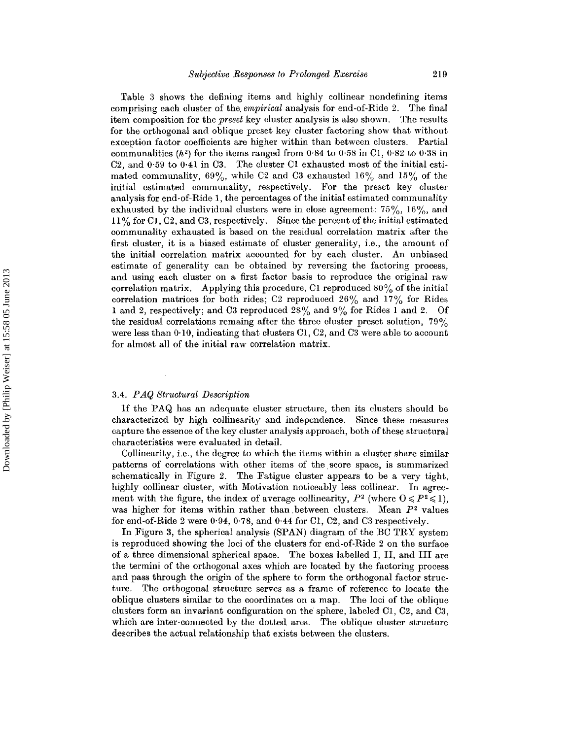Table 3 shows the defining items and highly collinear nondefining items comprising each cluster of the *empirical* analysis for end-of-Ride 2. The final item composition for the *preset* key cluster analysis is also shown. The results for the orthogonal and oblique preset key cluster factoring show that without exception factor coefficients are higher within than between clusters. Partial communalities ($h^2$) for the items ranged from 0·84 to 0·58 in C1, 0·82 to 0·38 in C2, and 0·59 to 0·41 in C3. The cluster C1 exhausted most of the initial estimated communality, 69%, while C2 and C3 exhausted 16% and 15% of the initial estimated communality, respectively. For the preset key cluster analysis for end-of-Ride 1, the percentages of the initial estimated communality exhausted by the individual clusters were in close agreement: 75%, 16%, and 11% for C1, C2, and C3, respectively. Since the percent of the initial estimated communality exhausted is based on the residual correlation matrix after the first cluster, it is a biased estimate of cluster generality, i.e., the amount of the initial correlation matrix accounted for by each cluster. An unbiased estimate of generality can be obtained by reversing the factoring process, and using each cluster on a first factor basis to reproduce the original raw correlation matrix. Applying this procedure, C1 reproduced 80% of the initial correlation matrices for both rides; C2 reproduced 26% and 17% for Rides 1 and 2, respectively; and C3 reproduced 28% and 9% for Rides 1 and 2. Of the residual correlations remaing after the three cluster preset solution, 79% were less than 0·10, indicating that clusters C1, C2, and C3 were able to account for almost all of the initial raw correlation matrix.

### 3.4. *PAQ Structural Description*

If the PAQ has an adequate cluster structure, then its clusters should be characterized by high collinearity and independence. Since these measures capture the essence of the key cluster analysis approach, both of these structural characteristics were evaluated in detail.

Collinearity, i.e., the degree to which the items within a cluster share similar patterns of correlations with other items of the score space, is summarized schematically in Figure 2. The Fatigue cluster appears to be a very tight, highly collinear cluster, with Motivation noticeably less collinear. In agreement with the figure, the index of average collinearity, $P^2$ (where $0 \leqslant P^2 \leqslant 1$), was higher for items within rather than between clusters. Mean $P^2$ values for end-of-Ride 2 were 0·94, 0·78, and 0·44 for C1, C2, and C3 respectively.

In Figure 3, the spherical analysis (SPAN) diagram of the BC TRY system is reproduced showing the loci of the clusters for end-of-Ride 2 on the surface of a three dimensional spherical space. The boxes labelled I, II, and III are the termini of the orthogonal axes which are located by the factoring process and pass through the origin of the sphere to form the orthogonal factor structure. The orthogonal structure serves as a frame of reference to locate the oblique clusters similar to the coordinates on a map. The loci of the oblique clusters form an invariant configuration on the sphere, labeled C1, C2, and C3, which are inter-connected by the dotted arcs. The oblique cluster structure describes the actual relationship that exists between the clusters.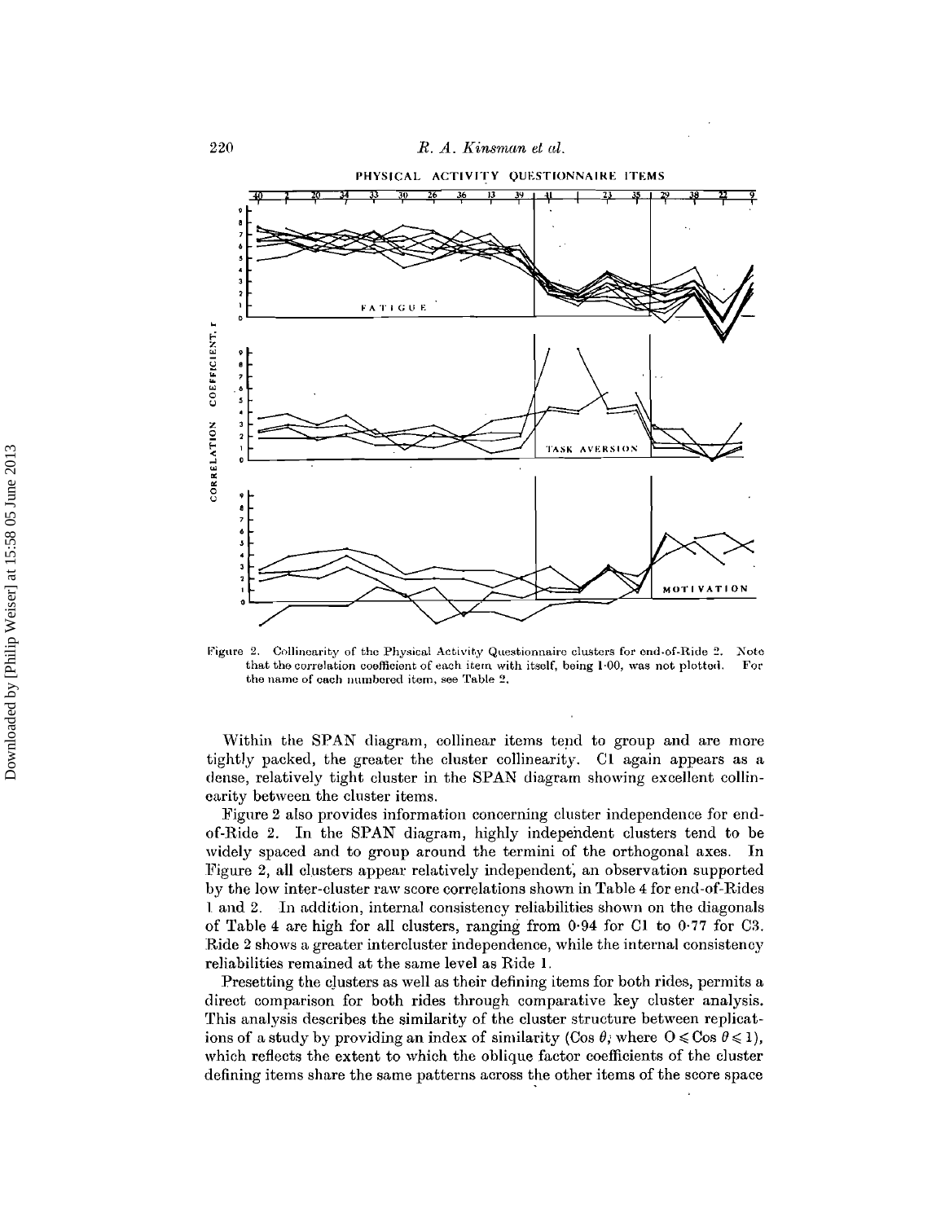Figure 2. Collinearity of the Physical Activity Questionnaire clusters for end-of-Ride 2. Note that the correlation coefficient of each item with itself, being 1·00, was not plotted. For the name of each numbered item, see Table 2.

Within the SPAN diagram, collinear items tend to group and are more tightly packed, the greater the cluster collinearity. C1 again appears as a dense, relatively tight cluster in the SPAN diagram showing excellent collinearity between the cluster items.

Figure 2 also provides information concerning cluster independence for end-of-Ride 2. In the SPAN diagram, highly independent clusters tend to be widely spaced and to group around the termini of the orthogonal axes. In Figure 2, all clusters appear relatively independent, an observation supported by the low inter-cluster raw score correlations shown in Table 4 for end-of-Rides 1 and 2. In addition, internal consistency reliabilities shown on the diagonals of Table 4 are high for all clusters, ranging from 0·94 for C1 to 0·77 for C3. Ride 2 shows a greater intercluster independence, while the internal consistency reliabilities remained at the same level as Ride 1.

Presetting the clusters as well as their defining items for both rides, permits a direct comparison for both rides through comparative key cluster analysis. This analysis describes the similarity of the cluster structure between replications of a study by providing an index of similarity ($\cos \theta$; where $0 \leqslant \cos \theta \leqslant 1$), which reflects the extent to which the oblique factor coefficients of the cluster defining items share the same patterns across the other items of the score space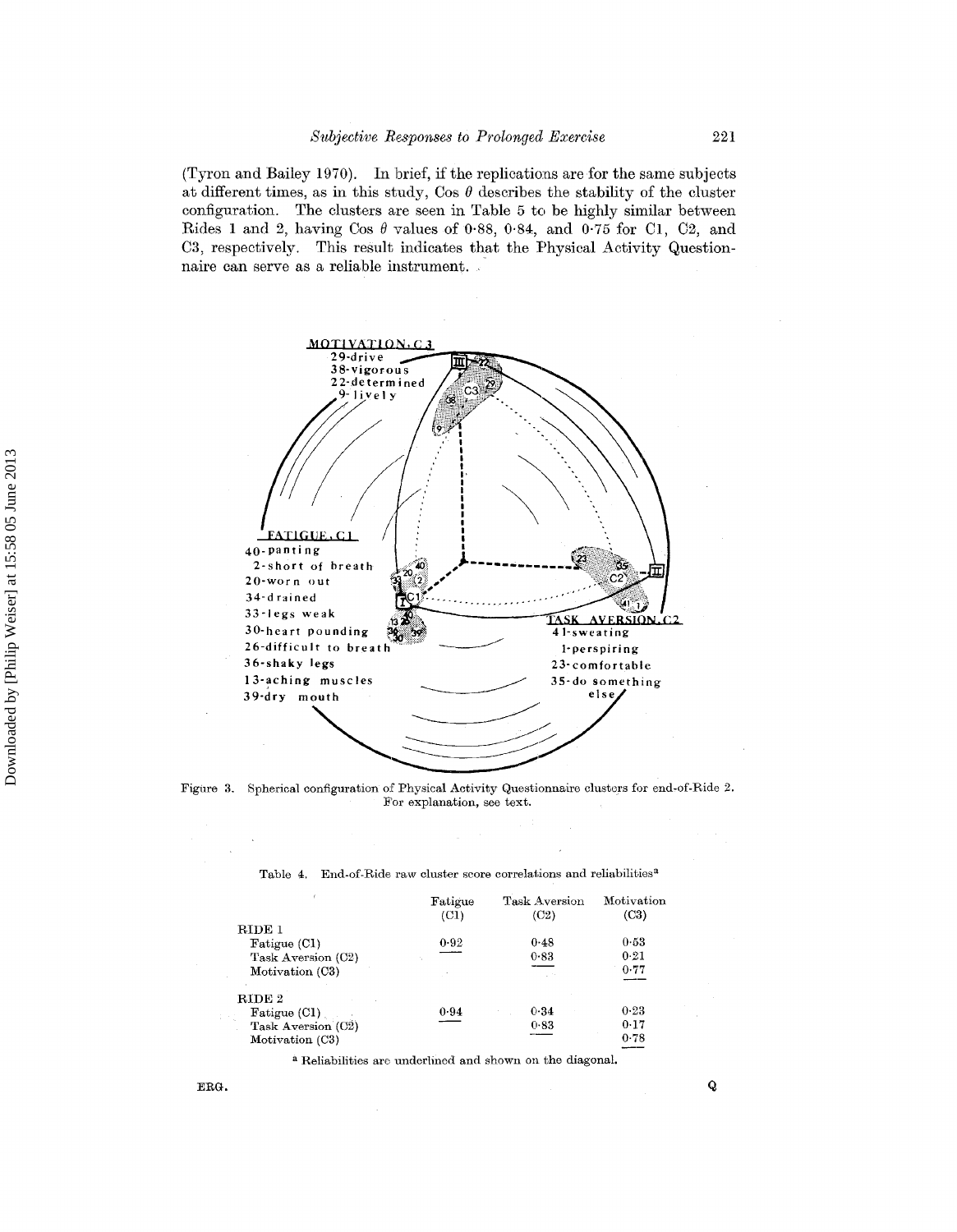(Tyron and Bailey 1970). In brief, if the replications are for the same subjects at different times, as in this study, Cos $\theta$ describes the stability of the cluster configuration. The clusters are seen in Table 5 to be highly similar between Rides 1 and 2, having Cos $\theta$ values of 0·88, 0·84, and 0·75 for C1, C2, and C3, respectively. This result indicates that the Physical Activity Questionnaire can serve as a reliable instrument.

Figure 3. Spherical configuration of Physical Activity Questionnaire clusters for end-of-Ride 2. For explanation, see text.

Table 4. End-of-Ride raw cluster score correlations and reliabilities[a]

| | Fatigue (C1) | Task Aversion (C2) | Motivation (C3) |
|---|---|---|---|
| RIDE 1 | | | |
| Fatigue (C1) | 0·92 | 0·48 | 0·53 |
| Task Aversion (C2) | | 0·83 | 0·21 |
| Motivation (C3) | | | 0·77 |
| RIDE 2 | | | |
| Fatigue (C1) | 0·94 | 0·34 | 0·23 |
| Task Aversion (C2) | | 0·83 | 0·17 |
| Motivation (C3) | | | 0·78 |

[a] Reliabilities are underlined and shown on the diagonal.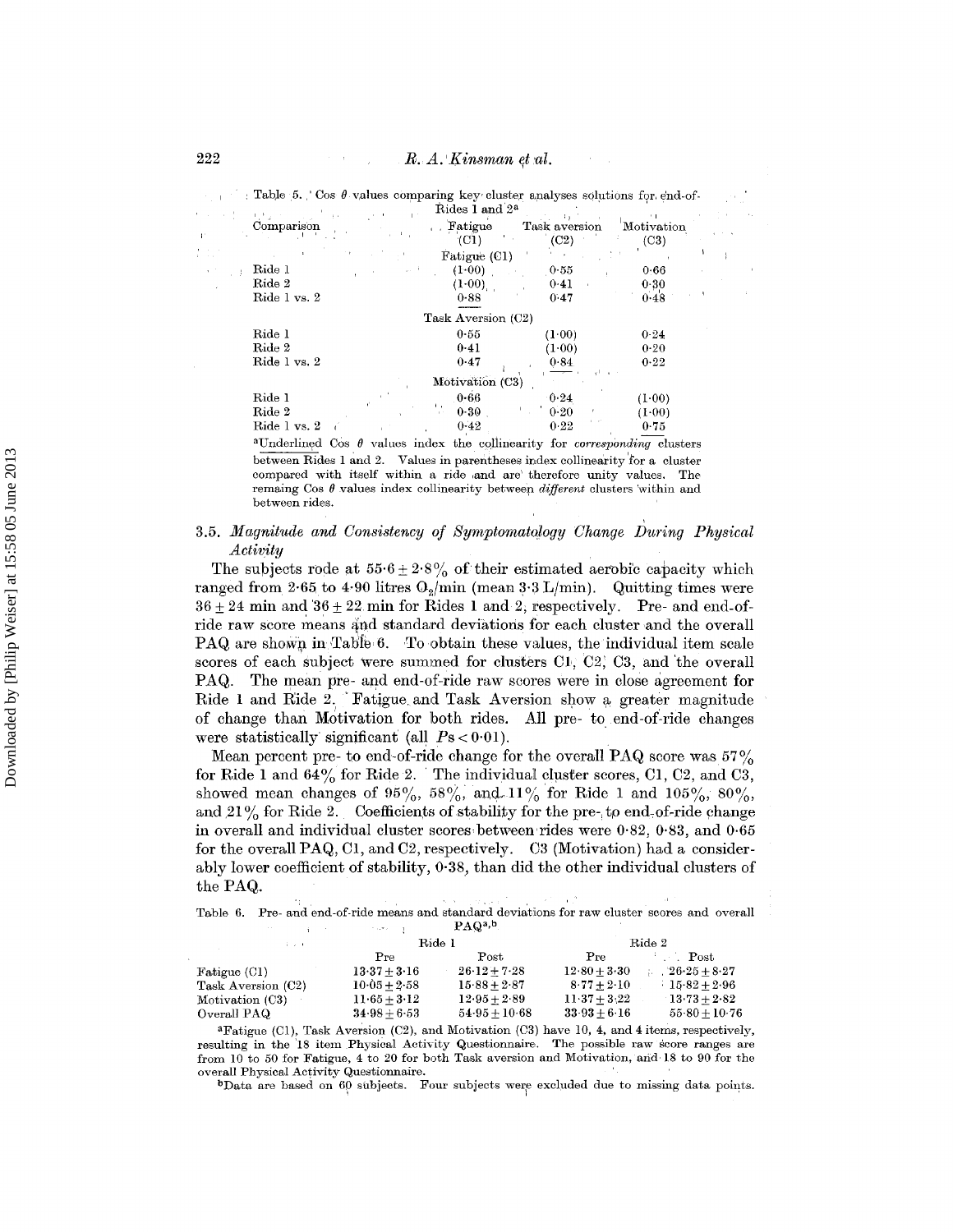Table 5. Cos $\theta$ values comparing key cluster analyses solutions for end-of-Rides 1 and 2[a]

| Comparison | Fatigue (C1) | Task aversion (C2) | Motivation (C3) |
|---|---|---|---|
| | Fatigue (C1) | | |
| Ride 1 | (1·00) | 0·55 | 0·66 |
| Ride 2 | (1·00) | 0·41 | 0·30 |
| Ride 1 vs. 2 | <u>0·88</u> | 0·47 | 0·48 |
| | Task Aversion (C2) | | |
| Ride 1 | 0·55 | (1·00) | 0·24 |
| Ride 2 | 0·41 | (1·00) | 0·20 |
| Ride 1 vs. 2 | 0·47 | <u>0·84</u> | 0·22 |
| | Motivation (C3) | | |
| Ride 1 | 0·66 | 0·24 | (1·00) |
| Ride 2 | 0·30 | 0·20 | (1·00) |
| Ride 1 vs. 2 | 0·42 | 0·22 | <u>0·75</u> |

[a]Underlined Cos $\theta$ values index the collinearity for *corresponding* clusters between Rides 1 and 2. Values in parentheses index collinearity for a cluster compared with itself within a ride and are therefore unity values. The remaing Cos $\theta$ values index collinearity between *different* clusters within and between rides.

### 3.5. *Magnitude and Consistency of Symptomatology Change During Physical Activity*

The subjects rode at $55·6 \pm 2·8\%$ of their estimated aerobic capacity which ranged from 2·65 to 4·90 litres $O_2$/min (mean 3·3 L/min). Quitting times were $36 \pm 24$ min and $36 \pm 22$ min for Rides 1 and 2, respectively. Pre- and end-of-ride raw score means and standard deviations for each cluster and the overall PAQ are shown in Table 6. To obtain these values, the individual item scale scores of each subject were summed for clusters C1, C2, C3, and the overall PAQ. The mean pre- and end-of-ride raw scores were in close agreement for Ride 1 and Ride 2. Fatigue and Task Aversion show a greater magnitude of change than Motivation for both rides. All pre- to end-of-ride changes were statistically significant (all $P\text{s} < 0·01$).

Mean percent pre- to end-of-ride change for the overall PAQ score was 57% for Ride 1 and 64% for Ride 2. The individual cluster scores, C1, C2, and C3, showed mean changes of 95%, 58%, and 11% for Ride 1 and 105%, 80%, and 21% for Ride 2. Coefficients of stability for the pre- to end-of-ride change in overall and individual cluster scores between rides were 0·82, 0·83, and 0·65 for the overall PAQ, C1, and C2, respectively. C3 (Motivation) had a considerably lower coefficient of stability, 0·38, than did the other individual clusters of the PAQ.

Table 6. Pre- and end-of-ride means and standard deviations for raw cluster scores and overall PAQ[a,b]

| | Ride 1 | | Ride 2 | |
|---|---|---|---|---|
| | Pre | Post | Pre | Post |
| Fatigue (C1) | $13·37 \pm 3·16$ | $26·12 \pm 7·28$ | $12·80 \pm 3·30$ | $26·25 \pm 8·27$ |
| Task Aversion (C2) | $10·05 \pm 2·58$ | $15·88 \pm 2·87$ | $8·77 \pm 2·10$ | $15·82 \pm 2·96$ |
| Motivation (C3) | $11·65 \pm 3·12$ | $12·95 \pm 2·89$ | $11·37 \pm 3·22$ | $13·73 \pm 2·82$ |
| Overall PAQ | $34·98 \pm 6·53$ | $54·95 \pm 10·68$ | $33·93 \pm 6·16$ | $55·80 \pm 10·76$ |

[a]Fatigue (C1), Task Aversion (C2), and Motivation (C3) have 10, 4, and 4 items, respectively, resulting in the 18 item Physical Activity Questionnaire. The possible raw score ranges are from 10 to 50 for Fatigue, 4 to 20 for both Task aversion and Motivation, and 18 to 90 for the overall Physical Activity Questionnaire.

[b]Data are based on 60 subjects. Four subjects were excluded due to missing data points.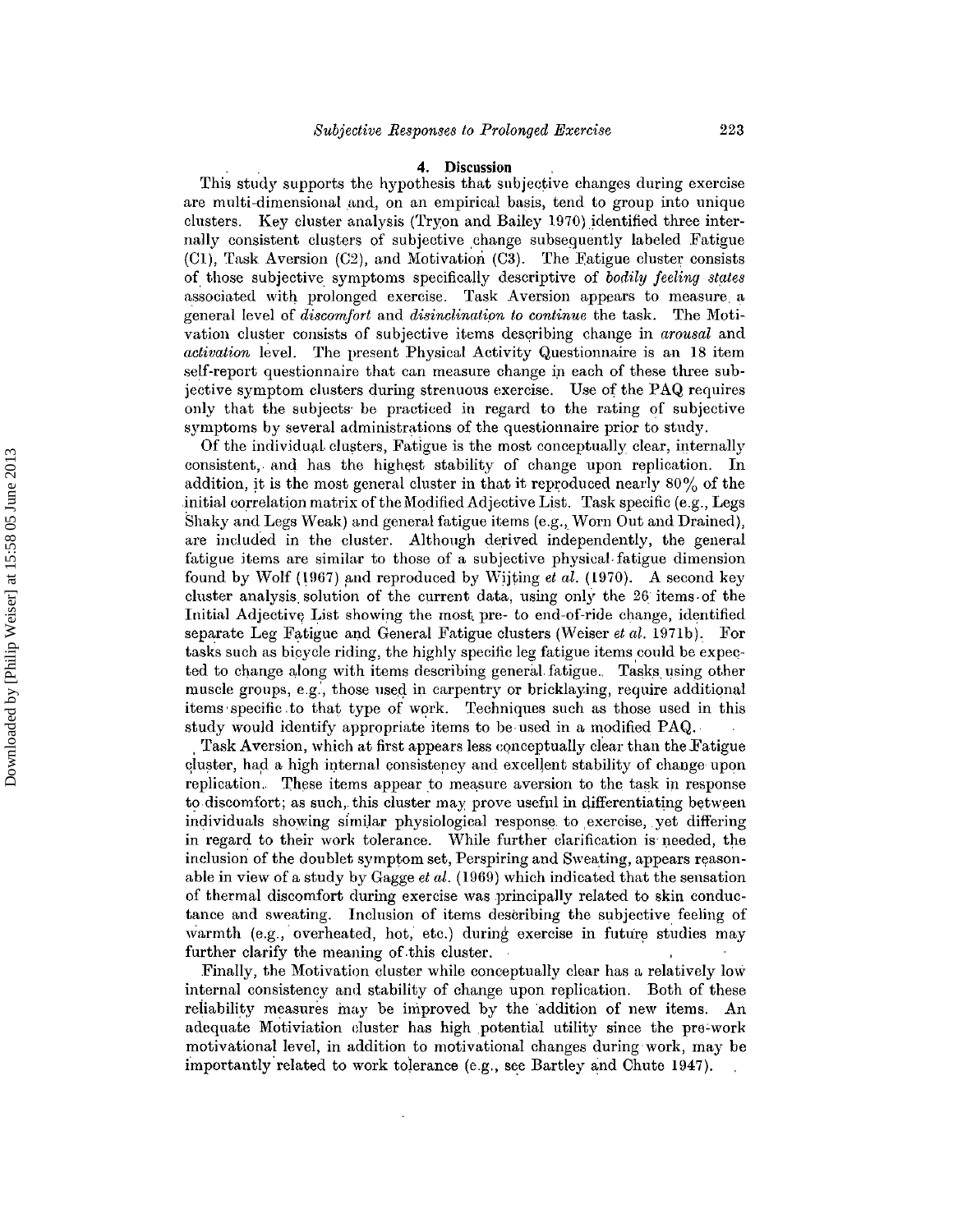## 4. Discussion

This study supports the hypothesis that subjective changes during exercise are multi-dimensional and, on an empirical basis, tend to group into unique clusters. Key cluster analysis (Tryon and Bailey 1970) identified three internally consistent clusters of subjective change subsequently labeled Fatigue (C1), Task Aversion (C2), and Motivation (C3). The Fatigue cluster consists of those subjective symptoms specifically descriptive of *bodily feeling states* associated with prolonged exercise. Task Aversion appears to measure a general level of *discomfort* and *disinclination to continue* the task. The Motivation cluster consists of subjective items describing change in *arousal* and *activation* level. The present Physical Activity Questionnaire is an 18 item self-report questionnaire that can measure change in each of these three subjective symptom clusters during strenuous exercise. Use of the PAQ requires only that the subjects be practiced in regard to the rating of subjective symptoms by several administrations of the questionnaire prior to study.

Of the individual clusters, Fatigue is the most conceptually clear, internally consistent, and has the highest stability of change upon replication. In addition, it is the most general cluster in that it reproduced nearly 80% of the initial correlation matrix of the Modified Adjective List. Task specific (e.g., Legs Shaky and Legs Weak) and general fatigue items (e.g., Worn Out and Drained), are included in the cluster. Although derived independently, the general fatigue items are similar to those of a subjective physical fatigue dimension found by Wolf (1967) and reproduced by Wijting *et al.* (1970). A second key cluster analysis solution of the current data, using only the 26 items of the Initial Adjective List showing the most pre- to end-of-ride change, identified separate Leg Fatigue and General Fatigue clusters (Weiser *et al.* 1971b). For tasks such as bicycle riding, the highly specific leg fatigue items could be expected to change along with items describing general fatigue. Tasks using other muscle groups, e.g., those used in carpentry or bricklaying, require additional items specific to that type of work. Techniques such as those used in this study would identify appropriate items to be used in a modified PAQ.

Task Aversion, which at first appears less conceptually clear than the Fatigue cluster, had a high internal consistency and excellent stability of change upon replication. These items appear to measure aversion to the task in response to discomfort; as such, this cluster may prove useful in differentiating between individuals showing similar physiological response to exercise, yet differing in regard to their work tolerance. While further clarification is needed, the inclusion of the doublet symptom set, Perspiring and Sweating, appears reasonable in view of a study by Gagge *et al.* (1969) which indicated that the sensation of thermal discomfort during exercise was principally related to skin conductance and sweating. Inclusion of items describing the subjective feeling of warmth (e.g., overheated, hot, etc.) during exercise in future studies may further clarify the meaning of this cluster.

Finally, the Motivation cluster while conceptually clear has a relatively low internal consistency and stability of change upon replication. Both of these reliability measures may be improved by the addition of new items. An adequate Motiviation cluster has high potential utility since the pre-work motivational level, in addition to motivational changes during work, may be importantly related to work tolerance (e.g., see Bartley and Chute 1947).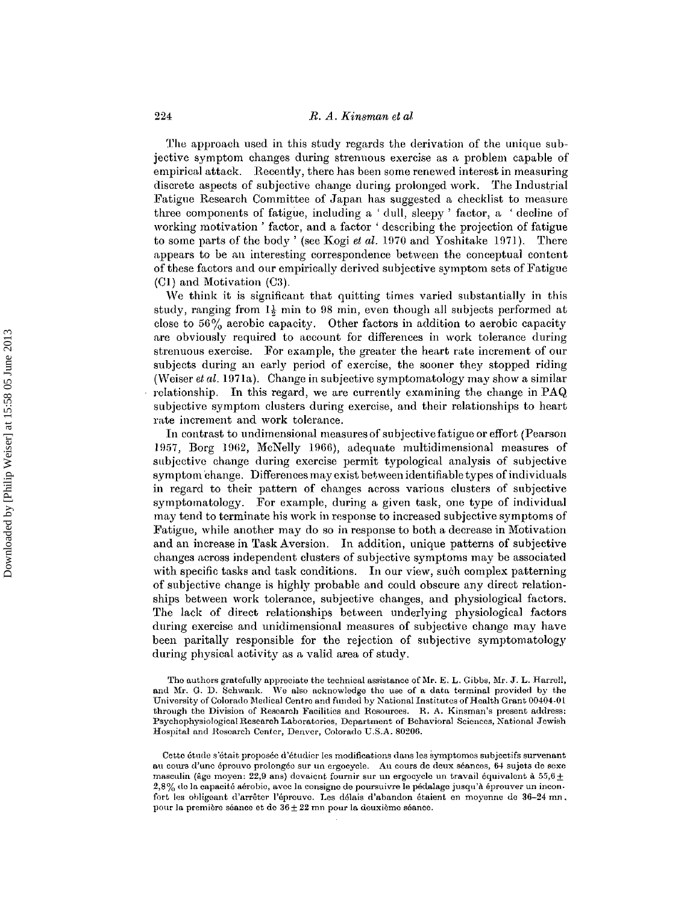The approach used in this study regards the derivation of the unique subjective symptom changes during strenuous exercise as a problem capable of empirical attack. Recently, there has been some renewed interest in measuring discrete aspects of subjective change during prolonged work. The Industrial Fatigue Research Committee of Japan has suggested a checklist to measure three components of fatigue, including a ' dull, sleepy ' factor, a ' decline of working motivation ' factor, and a factor ' describing the projection of fatigue to some parts of the body ' (see Kogi *et al.* 1970 and Yoshitake 1971). There appears to be an interesting correspondence between the conceptual content of these factors and our empirically derived subjective symptom sets of Fatigue (C1) and Motivation (C3).

We think it is significant that quitting times varied substantially in this study, ranging from $1\frac{1}{2}$ min to 98 min, even though all subjects performed at close to 56% aerobic capacity. Other factors in addition to aerobic capacity are obviously required to account for differences in work tolerance during strenuous exercise. For example, the greater the heart rate increment of our subjects during an early period of exercise, the sooner they stopped riding (Weiser *et al.* 1971a). Change in subjective symptomatology may show a similar relationship. In this regard, we are currently examining the change in PAQ subjective symptom clusters during exercise, and their relationships to heart rate increment and work tolerance.

In contrast to undimensional measures of subjective fatigue or effort (Pearson 1957, Borg 1962, McNelly 1966), adequate multidimensional measures of subjective change during exercise permit typological analysis of subjective symptom change. Differences may exist between identifiable types of individuals in regard to their pattern of changes across various clusters of subjective symptomatology. For example, during a given task, one type of individual may tend to terminate his work in response to increased subjective symptoms of Fatigue, while another may do so in response to both a decrease in Motivation and an increase in Task Aversion. In addition, unique patterns of subjective changes across independent clusters of subjective symptoms may be associated with specific tasks and task conditions. In our view, such complex patterning of subjective change is highly probable and could obscure any direct relationships between work tolerance, subjective changes, and physiological factors. The lack of direct relationships between underlying physiological factors during exercise and unidimensional measures of subjective change may have been paritally responsible for the rejection of subjective symptomatology during physical activity as a valid area of study.

The authors gratefully appreciate the technical assistance of Mr. E. L. Gibbs, Mr. J. L. Harrell, and Mr. G. D. Schwank. We also acknowledge the use of a data terminal provided by the University of Colorado Medical Centre and funded by National Institutes of Health Grant 00404-01 through the Division of Research Facilities and Resources. R. A. Kinsman's present address: Psychophysiological Research Laboratories, Department of Behavioral Sciences, National Jewish Hospital and Research Center, Denver, Colorado U.S.A. 80206.

Cette étude s'était proposée d'étudier les modifications dans les symptomes subjectifs survenant au cours d'une épreuve prolongée sur un ergocycle. Au cours de deux séances, 64 sujets de sexe masculin (âge moyen: 22,9 ans) devaient fournir sur un ergocycle un travail équivalent à $55{,}6 \pm 2{,}8\%$ de la capacité aérobie, avec la consigne de poursuivre le pédalage jusqu'à éprouver un inconfort les obligeant d'arrêter l'épreuve. Les délais d'abandon étaient en moyenne de 36–24 mn. pour la première séance et de $36 \pm 22$ mn pour la deuxième séance.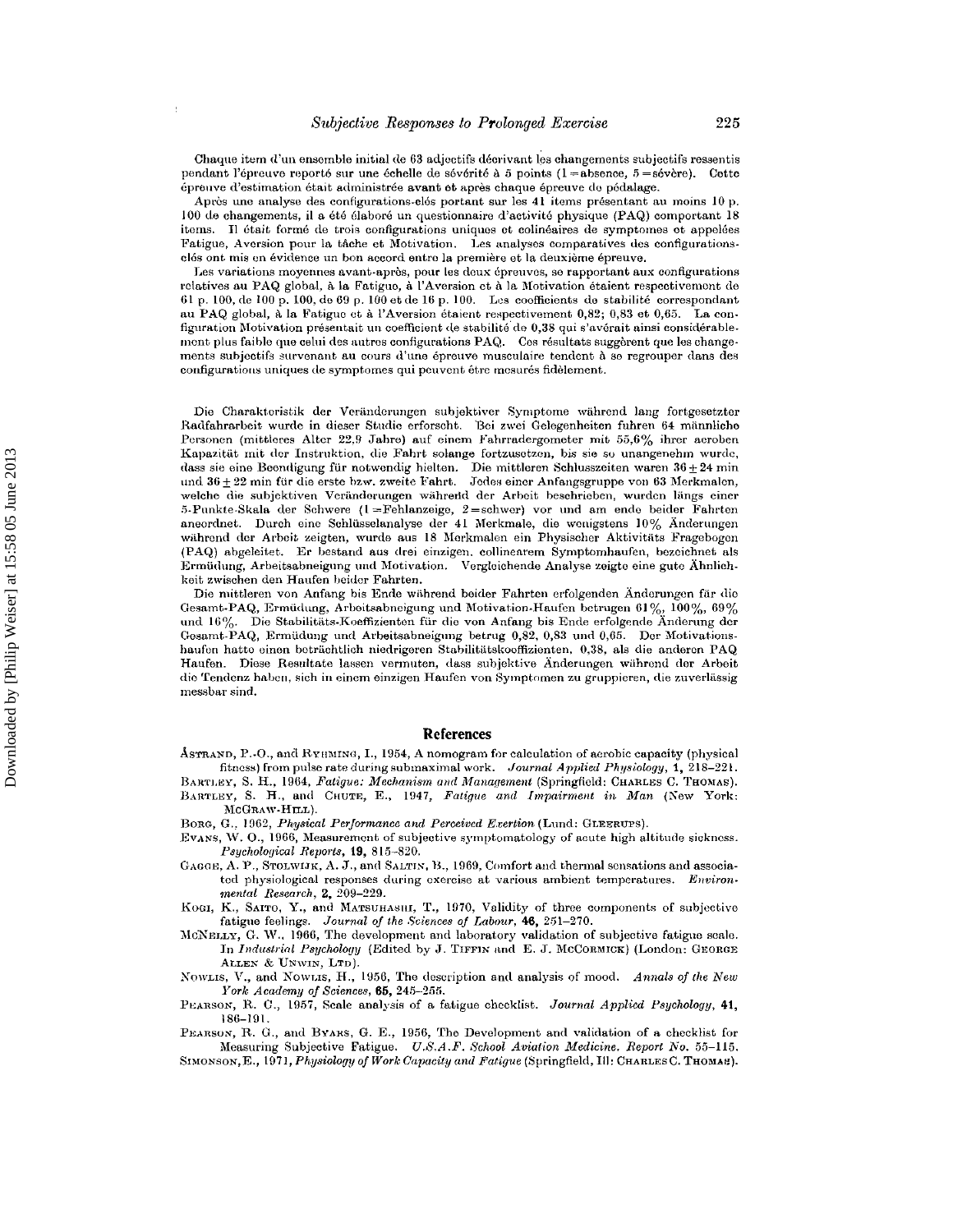Chaque item d'un ensemble initial de 63 adjectifs décrivant les changements subjectifs ressentis pendant l'épreuve reporté sur une échelle de sévérité à 5 points (1 = absence, 5 = sévère). Cette épreuve d'estimation était administrée avant et après chaque épreuve de pédalage.

Après une analyse des configurations-clés portant sur les 41 items présentant au moins 10 p. 100 de changements, il a été élaboré un questionnaire d'activité physique (PAQ) comportant 18 items. Il était formé de trois configurations uniques et colinéaires de symptomes et appelées Fatigue, Aversion pour la tâche et Motivation. Les analyses comparatives des configurations-clés ont mis en évidence un bon accord entre la première et la deuxième épreuve.

Les variations moyennes avant-après, pour les deux épreuves, se rapportant aux configurations relatives au PAQ global, à la Fatigue, à l'Aversion et à la Motivation étaient respectivement de 61 p. 100, de 100 p. 100, de 69 p. 100 et de 16 p. 100. Les coefficients de stabilité correspondant au PAQ global, à la Fatigue et à l'Aversion étaient respectivement 0,82; 0,83 et 0,65. La configuration Motivation présentait un coefficient de stabilité de 0,38 qui s'avérait ainsi considérablement plus faible que celui des autres configurations PAQ. Ces résultats suggèrent que les changements subjectifs survenant au cours d'une épreuve musculaire tendent à se regrouper dans des configurations uniques de symptomes qui peuvent être mesurés fidèlement.

Die Charakteristik der Veränderungen subjektiver Symptome während lang fortgesetzter Radfahrarbeit wurde in dieser Studie erforscht. Bei zwei Gelegenheiten fuhren 64 männliche Personen (mittleres Alter 22,9 Jahre) auf einem Fahrradergometer mit 55,6% ihrer aeroben Kapazität mit der Instruktion, die Fahrt solange fortzusetzen, bis sie so unangenehm wurde, dass sie eine Beendigung für notwendig hielten. Die mittleren Schlusszeiten waren $36 \pm 24$ min und $36 \pm 22$ min für die erste bzw. zweite Fahrt. Jedes einer Anfangsgruppe von 63 Merkmalen, welche die subjektiven Veränderungen während der Arbeit beschrieben, wurden längs einer 5-Punkte-Skala der Schwere (1 = Fehlanzeige, 2 = schwer) vor und am ende beider Fahrten angeordnet. Durch eine Schlüsselanalyse der 41 Merkmale, die wenigstens 10% Änderungen während der Arbeit zeigten, wurde aus 18 Merkmalen ein Physischer Aktivitäts Fragebogen (PAQ) abgeleitet. Er bestand aus drei einzigen, collinearem Symptomhaufen, bezeichnet als Ermüdung, Arbeitsabneigung und Motivation. Vergleichende Analyse zeigte eine gute Ähnlichkeit zwischen den Haufen beider Fahrten.

Die mittleren von Anfang bis Ende während beider Fahrten erfolgenden Änderungen für die Gesamt-PAQ, Ermüdung, Arbeitsabneigung und Motivation-Haufen betrugen 61%, 100%, 69% und 16%. Die Stabilitäts-Koeffizienten für die von Anfang bis Ende erfolgende Änderung der Gesamt-PAQ, Ermüdung und Arbeitsabneigung betrug 0,82, 0,83 und 0,65. Der Motivationshaufen hatte einen beträchtlich niedrigeren Stabilitätskoeffizienten, 0,38, als die anderen PAQ Haufen. Diese Resultate lassen vermuten, dass subjektive Änderungen während der Arbeit die Tendenz haben, sich in einem einzigen Haufen von Symptomen zu gruppieren, die zuverlässig messbar sind.

## References

ÅSTRAND, P.-O., and RYHMING, I., 1954, A nomogram for calculation of aerobic capacity (physical fitness) from pulse rate during submaximal work. *Journal Applied Physiology*, **1**, 218–221.

BARTLEY, S. H., 1964, *Fatigue: Mechanism and Management* (Springfield: CHARLES C. THOMAS).

BARTLEY, S. H., and CHUTE, E., 1947, *Fatigue and Impairment in Man* (New York: McGRAW-HILL).

BORG, G., 1962, *Physical Performance and Perceived Exertion* (Lund: GLEERUPS).

EVANS, W. O., 1966, Measurement of subjective symptomatology of acute high altitude sickness. *Psychological Reports*, **19**, 815–820.

GAGGE, A. P., STOLWIJK, A. J., and SALTIN, B., 1969, Comfort and thermal sensations and associated physiological responses during exercise at various ambient temperatures. *Environmental Research*, **2**, 209–229.

KOGI, K., SAITO, Y., and MATSUHASHI, T., 1970, Validity of three components of subjective fatigue feelings. *Journal of the Sciences of Labour*, **46**, 251–270.

McNELLY, G. W., 1966, The development and laboratory validation of subjective fatigue scale. In *Industrial Psychology* (Edited by J. TIFFIN and E. J. McCORMICK) (London: GEORGE ALLEN & UNWIN, LTD).

NOWLIS, V., and NOWLIS, H., 1956, The description and analysis of mood. *Annals of the New York Academy of Sciences*, **65**, 245–255.

PEARSON, R. C., 1957, Scale analysis of a fatigue checklist. *Journal Applied Psychology*, **41**, 186–191.

PEARSON, R. G., and BYARS, G. E., 1956, The Development and validation of a checklist for Measuring Subjective Fatigue. *U.S.A.F. School Aviation Medicine. Report No.* 55–115.

SIMONSON, E., 1971, *Physiology of Work Capacity and Fatigue* (Springfield, Ill: CHARLES C. THOMAS).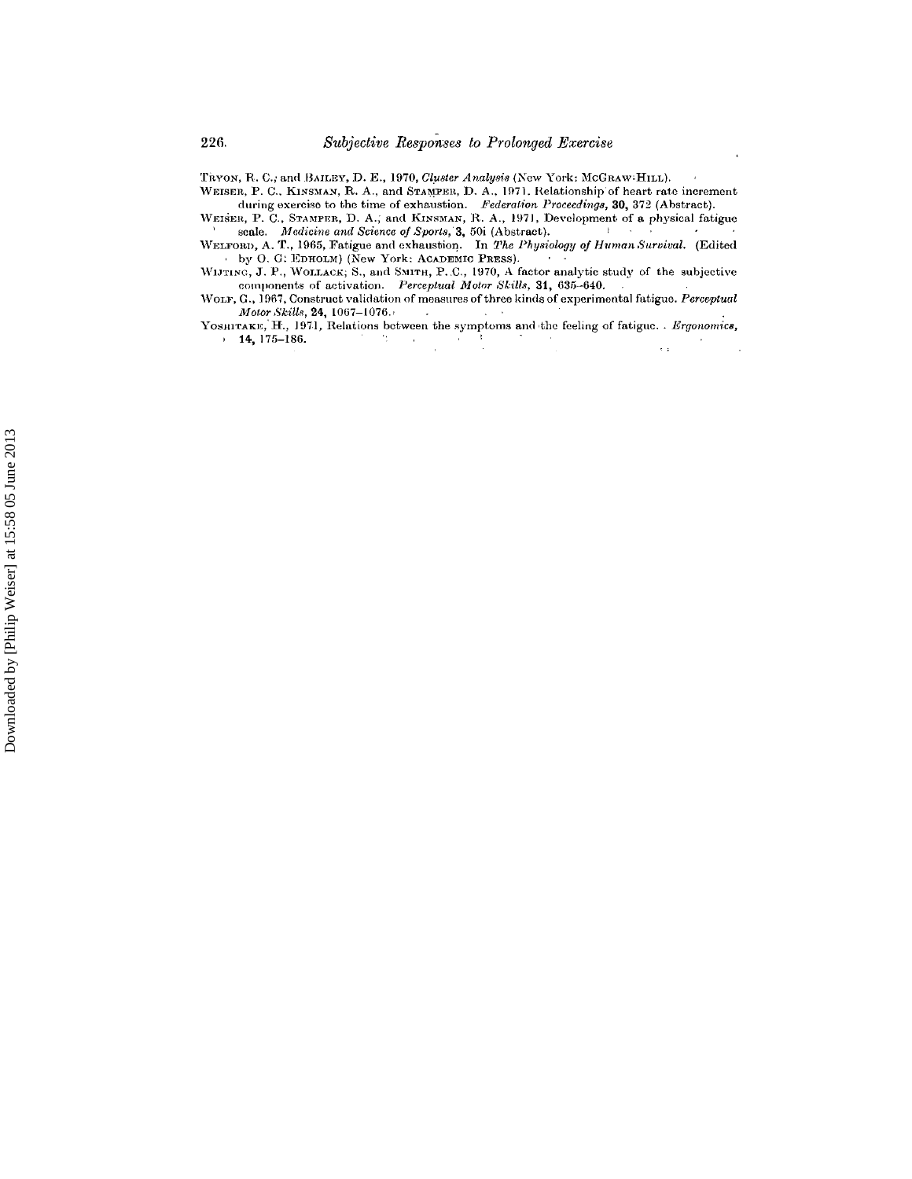TRYON, R. C., and BAILEY, D. E., 1970, *Cluster Analysis* (New York: McGRAW-HILL).

WEISER, P. C., KINSMAN, R. A., and STAMPER, D. A., 1971, Relationship of heart rate increment during exercise to the time of exhaustion. *Federation Proceedings*, **30**, 372 (Abstract).

WEISER, P. C., STAMPER, D. A., and KINSMAN, R. A., 1971, Development of a physical fatigue scale. *Medicine and Science of Sports*, **3**, 50i (Abstract).

WELFORD, A. T., 1965, Fatigue and exhaustion. In *The Physiology of Human Survival*. (Edited by O. G. EDHOLM) (New York: ACADEMIC PRESS).

WIJTING, J. P., WOLLACK, S., and SMITH, P. C., 1970, A factor analytic study of the subjective components of activation. *Perceptual Motor Skills*, **31**, 635–640.

WOLF, G., 1967, Construct validation of measures of three kinds of experimental fatigue. *Perceptual Motor Skills*, **24**, 1067–1076.

YOSHITAKE, H., 1971, Relations between the symptoms and the feeling of fatigue. *Ergonomics*, **14**, 175–186.